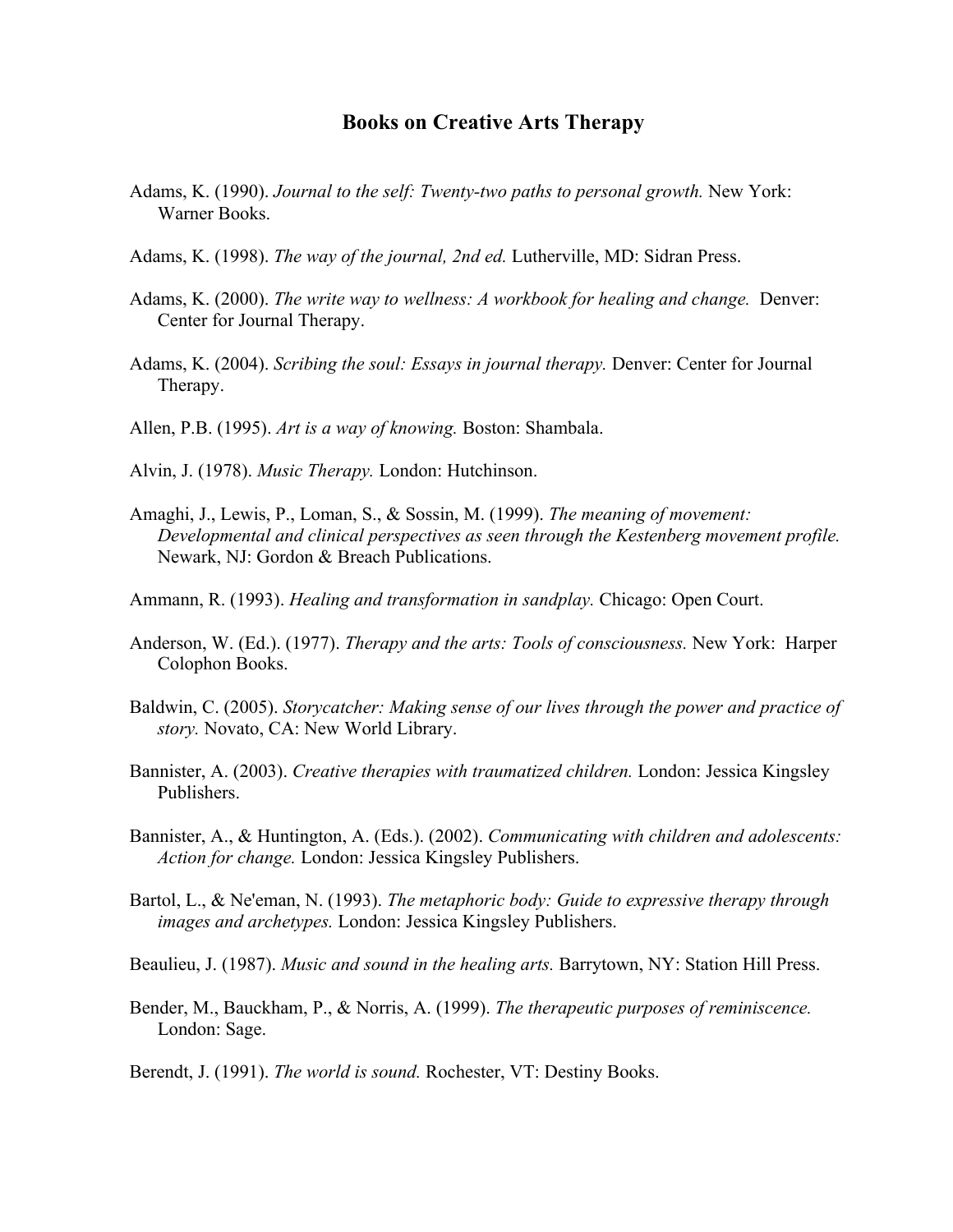# Books on Creative Arts Therapy

Adams, K. (1990). *Journal to the self: Twenty-two paths to personal growth.* New York: Warner Books.

Adams, K. (1998). *The way of the journal, 2nd ed.* Lutherville, MD: Sidran Press.

Adams, K. (2000). *The write way to wellness: A workbook for healing and change.* Denver: Center for Journal Therapy.

Adams, K. (2004). *Scribing the soul: Essays in journal therapy.* Denver: Center for Journal Therapy.

Allen, P.B. (1995). *Art is a way of knowing.* Boston: Shambala.

Alvin, J. (1978). *Music Therapy.* London: Hutchinson.

Amaghi, J., Lewis, P., Loman, S., & Sossin, M. (1999). *The meaning of movement: Developmental and clinical perspectives as seen through the Kestenberg movement profile.* Newark, NJ: Gordon & Breach Publications.

Ammann, R. (1993). *Healing and transformation in sandplay.* Chicago: Open Court.

Anderson, W. (Ed.). (1977). *Therapy and the arts: Tools of consciousness.* New York: Harper Colophon Books.

Baldwin, C. (2005). *Storycatcher: Making sense of our lives through the power and practice of story.* Novato, CA: New World Library.

Bannister, A. (2003). *Creative therapies with traumatized children.* London: Jessica Kingsley Publishers.

Bannister, A., & Huntington, A. (Eds.). (2002). *Communicating with children and adolescents: Action for change.* London: Jessica Kingsley Publishers.

Bartol, L., & Ne'eman, N. (1993). *The metaphoric body: Guide to expressive therapy through images and archetypes.* London: Jessica Kingsley Publishers.

Beaulieu, J. (1987). *Music and sound in the healing arts.* Barrytown, NY: Station Hill Press.

Bender, M., Bauckham, P., & Norris, A. (1999). *The therapeutic purposes of reminiscence.* London: Sage.

Berendt, J. (1991). *The world is sound.* Rochester, VT: Destiny Books.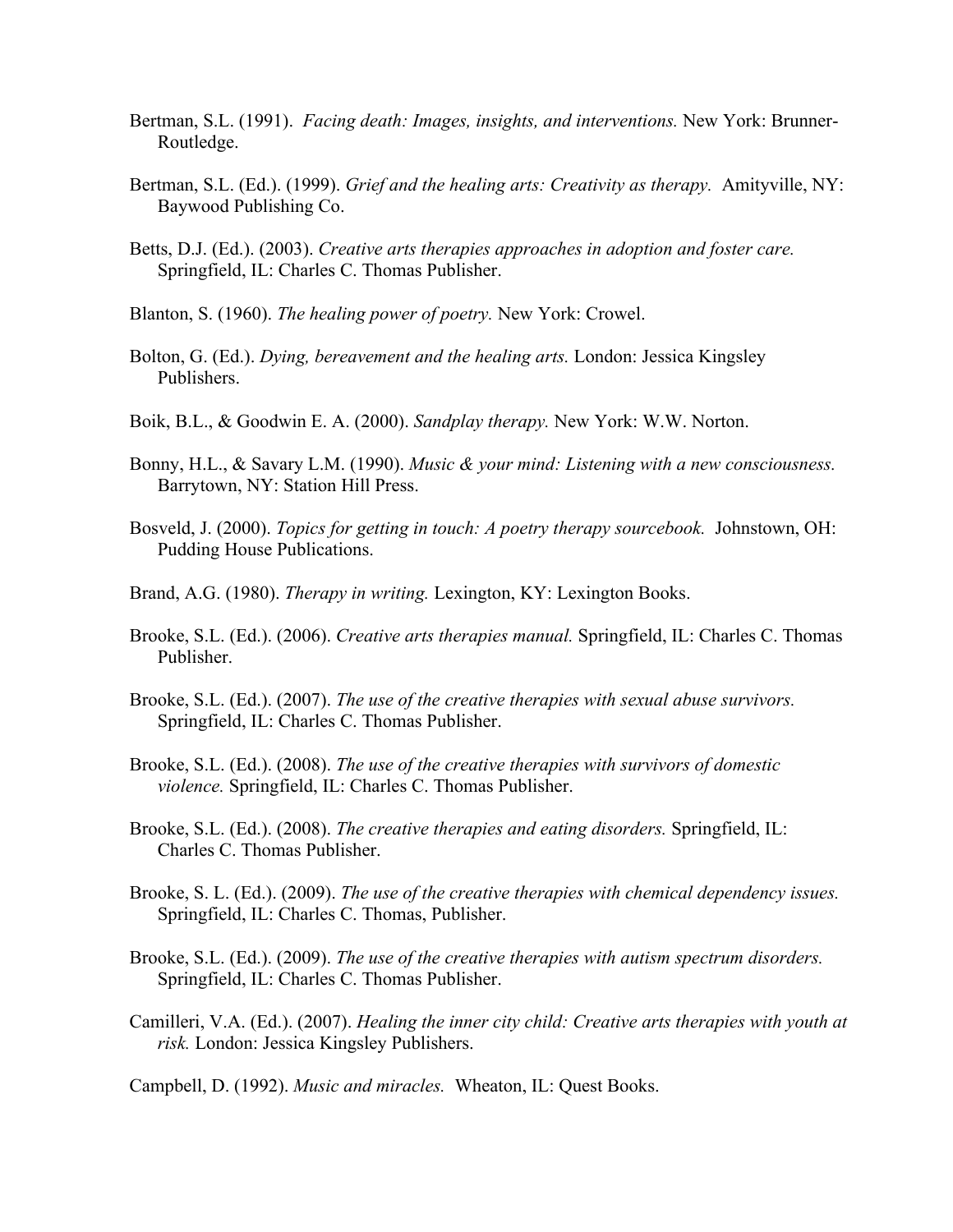Bertman, S.L. (1991). *Facing death: Images, insights, and interventions.* New York: Brunner-Routledge.

Bertman, S.L. (Ed.). (1999). *Grief and the healing arts: Creativity as therapy.* Amityville, NY: Baywood Publishing Co.

Betts, D.J. (Ed.). (2003). *Creative arts therapies approaches in adoption and foster care.* Springfield, IL: Charles C. Thomas Publisher.

Blanton, S. (1960). *The healing power of poetry.* New York: Crowel.

Bolton, G. (Ed.). *Dying, bereavement and the healing arts.* London: Jessica Kingsley Publishers.

Boik, B.L., & Goodwin E. A. (2000). *Sandplay therapy.* New York: W.W. Norton.

Bonny, H.L., & Savary L.M. (1990). *Music & your mind: Listening with a new consciousness.* Barrytown, NY: Station Hill Press.

Bosveld, J. (2000). *Topics for getting in touch: A poetry therapy sourcebook.* Johnstown, OH: Pudding House Publications.

Brand, A.G. (1980). *Therapy in writing.* Lexington, KY: Lexington Books.

Brooke, S.L. (Ed.). (2006). *Creative arts therapies manual.* Springfield, IL: Charles C. Thomas Publisher.

Brooke, S.L. (Ed.). (2007). *The use of the creative therapies with sexual abuse survivors.* Springfield, IL: Charles C. Thomas Publisher.

Brooke, S.L. (Ed.). (2008). *The use of the creative therapies with survivors of domestic violence.* Springfield, IL: Charles C. Thomas Publisher.

Brooke, S.L. (Ed.). (2008). *The creative therapies and eating disorders.* Springfield, IL: Charles C. Thomas Publisher.

Brooke, S. L. (Ed.). (2009). *The use of the creative therapies with chemical dependency issues.* Springfield, IL: Charles C. Thomas, Publisher.

Brooke, S.L. (Ed.). (2009). *The use of the creative therapies with autism spectrum disorders.* Springfield, IL: Charles C. Thomas Publisher.

Camilleri, V.A. (Ed.). (2007). *Healing the inner city child: Creative arts therapies with youth at risk.* London: Jessica Kingsley Publishers.

Campbell, D. (1992). *Music and miracles.* Wheaton, IL: Quest Books.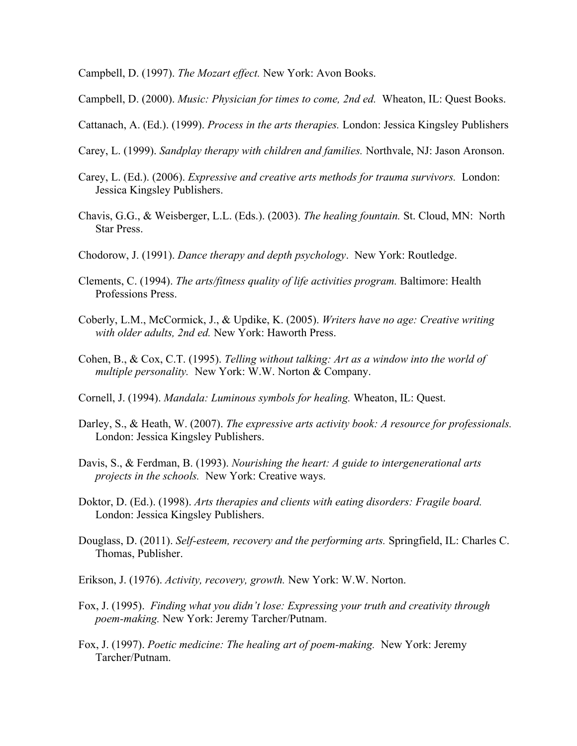Campbell, D. (1997). *The Mozart effect.* New York: Avon Books.

Campbell, D. (2000). *Music: Physician for times to come, 2nd ed.* Wheaton, IL: Quest Books.

Cattanach, A. (Ed.). (1999). *Process in the arts therapies.* London: Jessica Kingsley Publishers

Carey, L. (1999). *Sandplay therapy with children and families.* Northvale, NJ: Jason Aronson.

Carey, L. (Ed.). (2006). *Expressive and creative arts methods for trauma survivors.* London: Jessica Kingsley Publishers.

Chavis, G.G., & Weisberger, L.L. (Eds.). (2003). *The healing fountain.* St. Cloud, MN: North Star Press.

Chodorow, J. (1991). *Dance therapy and depth psychology*. New York: Routledge.

Clements, C. (1994). *The arts/fitness quality of life activities program.* Baltimore: Health Professions Press.

Coberly, L.M., McCormick, J., & Updike, K. (2005). *Writers have no age: Creative writing with older adults, 2nd ed.* New York: Haworth Press.

Cohen, B., & Cox, C.T. (1995). *Telling without talking: Art as a window into the world of multiple personality.* New York: W.W. Norton & Company.

Cornell, J. (1994). *Mandala: Luminous symbols for healing.* Wheaton, IL: Quest.

Darley, S., & Heath, W. (2007). *The expressive arts activity book: A resource for professionals.* London: Jessica Kingsley Publishers.

Davis, S., & Ferdman, B. (1993). *Nourishing the heart: A guide to intergenerational arts projects in the schools.* New York: Creative ways.

Doktor, D. (Ed.). (1998). *Arts therapies and clients with eating disorders: Fragile board.* London: Jessica Kingsley Publishers.

Douglass, D. (2011). *Self-esteem, recovery and the performing arts.* Springfield, IL: Charles C. Thomas, Publisher.

Erikson, J. (1976). *Activity, recovery, growth.* New York: W.W. Norton.

Fox, J. (1995). *Finding what you didn't lose: Expressing your truth and creativity through poem-making.* New York: Jeremy Tarcher/Putnam.

Fox, J. (1997). *Poetic medicine: The healing art of poem-making.* New York: Jeremy Tarcher/Putnam.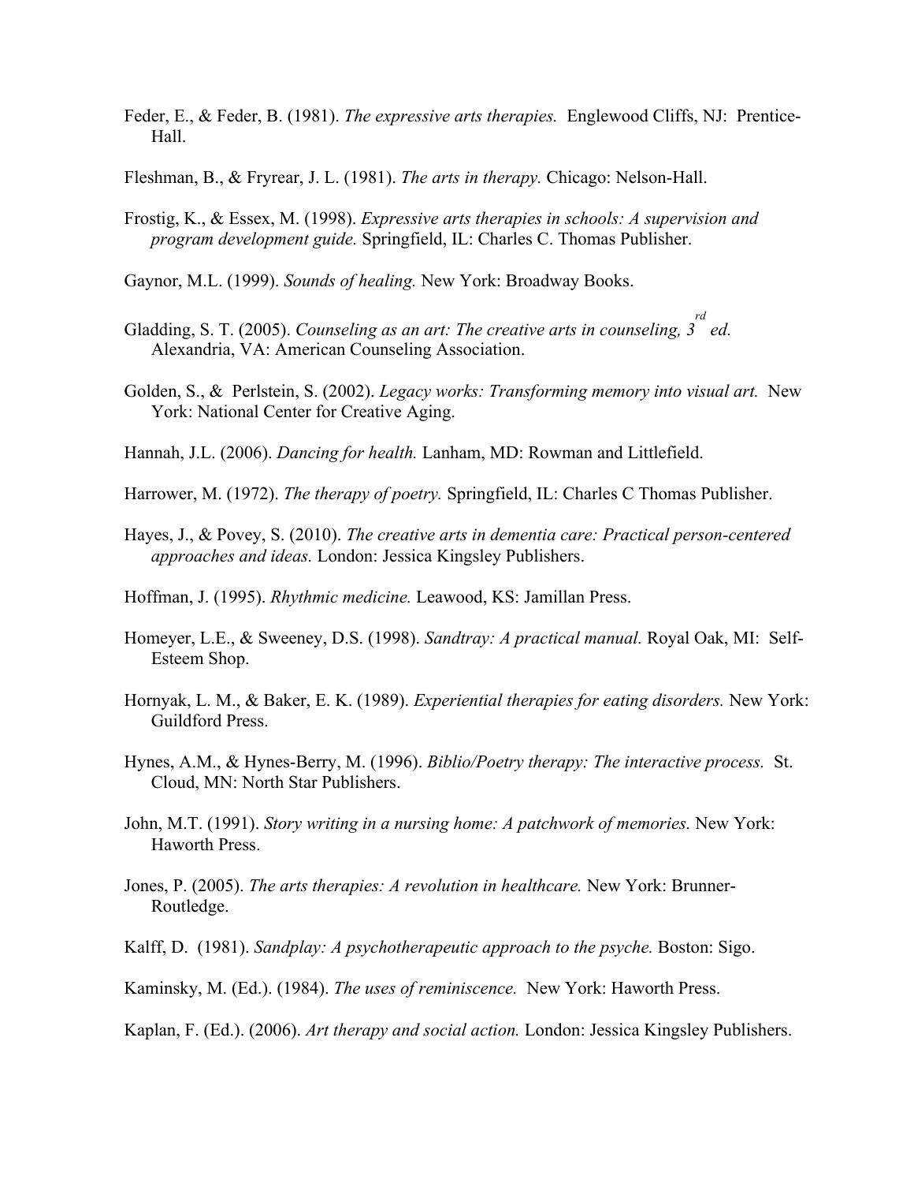Feder, E., & Feder, B. (1981). *The expressive arts therapies.* Englewood Cliffs, NJ: Prentice-Hall.

Fleshman, B., & Fryrear, J. L. (1981). *The arts in therapy.* Chicago: Nelson-Hall.

Frostig, K., & Essex, M. (1998). *Expressive arts therapies in schools: A supervision and program development guide.* Springfield, IL: Charles C. Thomas Publisher.

Gaynor, M.L. (1999). *Sounds of healing.* New York: Broadway Books.

Gladding, S. T. (2005). *Counseling as an art: The creative arts in counseling, 3rd ed.* Alexandria, VA: American Counseling Association.

Golden, S., & Perlstein, S. (2002). *Legacy works: Transforming memory into visual art.* New York: National Center for Creative Aging.

Hannah, J.L. (2006). *Dancing for health.* Lanham, MD: Rowman and Littlefield.

Harrower, M. (1972). *The therapy of poetry.* Springfield, IL: Charles C Thomas Publisher.

Hayes, J., & Povey, S. (2010). *The creative arts in dementia care: Practical person-centered approaches and ideas.* London: Jessica Kingsley Publishers.

Hoffman, J. (1995). *Rhythmic medicine.* Leawood, KS: Jamillan Press.

Homeyer, L.E., & Sweeney, D.S. (1998). *Sandtray: A practical manual.* Royal Oak, MI: Self-Esteem Shop.

Hornyak, L. M., & Baker, E. K. (1989). *Experiential therapies for eating disorders.* New York: Guildford Press.

Hynes, A.M., & Hynes-Berry, M. (1996). *Biblio/Poetry therapy: The interactive process.* St. Cloud, MN: North Star Publishers.

John, M.T. (1991). *Story writing in a nursing home: A patchwork of memories.* New York: Haworth Press.

Jones, P. (2005). *The arts therapies: A revolution in healthcare.* New York: Brunner-Routledge.

Kalff, D. (1981). *Sandplay: A psychotherapeutic approach to the psyche.* Boston: Sigo.

Kaminsky, M. (Ed.). (1984). *The uses of reminiscence.* New York: Haworth Press.

Kaplan, F. (Ed.). (2006). *Art therapy and social action.* London: Jessica Kingsley Publishers.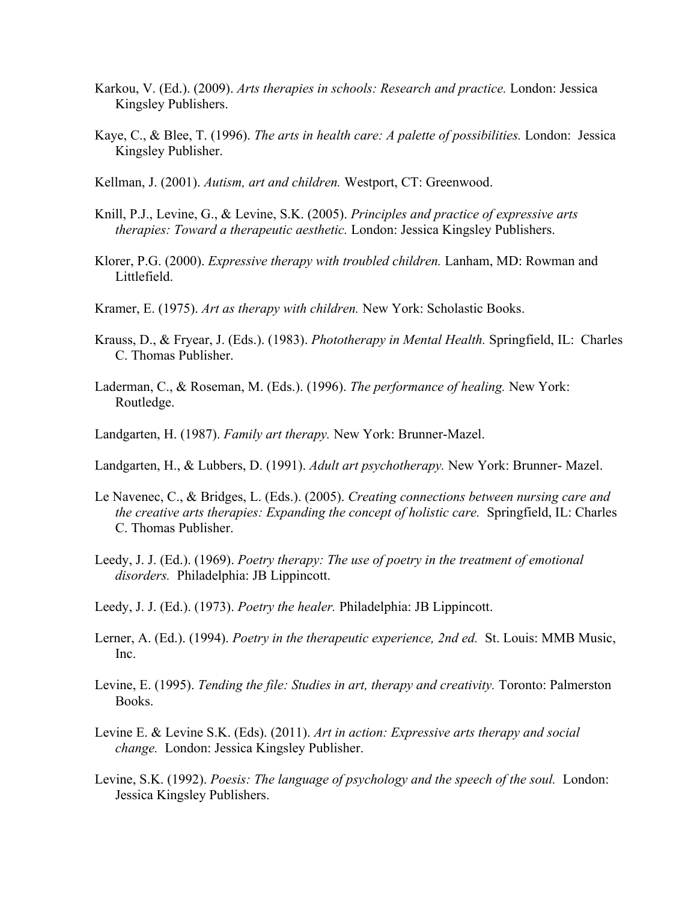Karkou, V. (Ed.). (2009). *Arts therapies in schools: Research and practice.* London: Jessica Kingsley Publishers.

Kaye, C., & Blee, T. (1996). *The arts in health care: A palette of possibilities.* London: Jessica Kingsley Publisher.

Kellman, J. (2001). *Autism, art and children.* Westport, CT: Greenwood.

Knill, P.J., Levine, G., & Levine, S.K. (2005). *Principles and practice of expressive arts therapies: Toward a therapeutic aesthetic.* London: Jessica Kingsley Publishers.

Klorer, P.G. (2000). *Expressive therapy with troubled children.* Lanham, MD: Rowman and Littlefield.

Kramer, E. (1975). *Art as therapy with children.* New York: Scholastic Books.

Krauss, D., & Fryear, J. (Eds.). (1983). *Phototherapy in Mental Health.* Springfield, IL: Charles C. Thomas Publisher.

Laderman, C., & Roseman, M. (Eds.). (1996). *The performance of healing.* New York: Routledge.

Landgarten, H. (1987). *Family art therapy.* New York: Brunner-Mazel.

Landgarten, H., & Lubbers, D. (1991). *Adult art psychotherapy.* New York: Brunner- Mazel.

Le Navenec, C., & Bridges, L. (Eds.). (2005). *Creating connections between nursing care and the creative arts therapies: Expanding the concept of holistic care.* Springfield, IL: Charles C. Thomas Publisher.

Leedy, J. J. (Ed.). (1969). *Poetry therapy: The use of poetry in the treatment of emotional disorders.* Philadelphia: JB Lippincott.

Leedy, J. J. (Ed.). (1973). *Poetry the healer.* Philadelphia: JB Lippincott.

Lerner, A. (Ed.). (1994). *Poetry in the therapeutic experience, 2nd ed.* St. Louis: MMB Music, Inc.

Levine, E. (1995). *Tending the file: Studies in art, therapy and creativity.* Toronto: Palmerston Books.

Levine E. & Levine S.K. (Eds). (2011). *Art in action: Expressive arts therapy and social change.* London: Jessica Kingsley Publisher.

Levine, S.K. (1992). *Poesis: The language of psychology and the speech of the soul.* London: Jessica Kingsley Publishers.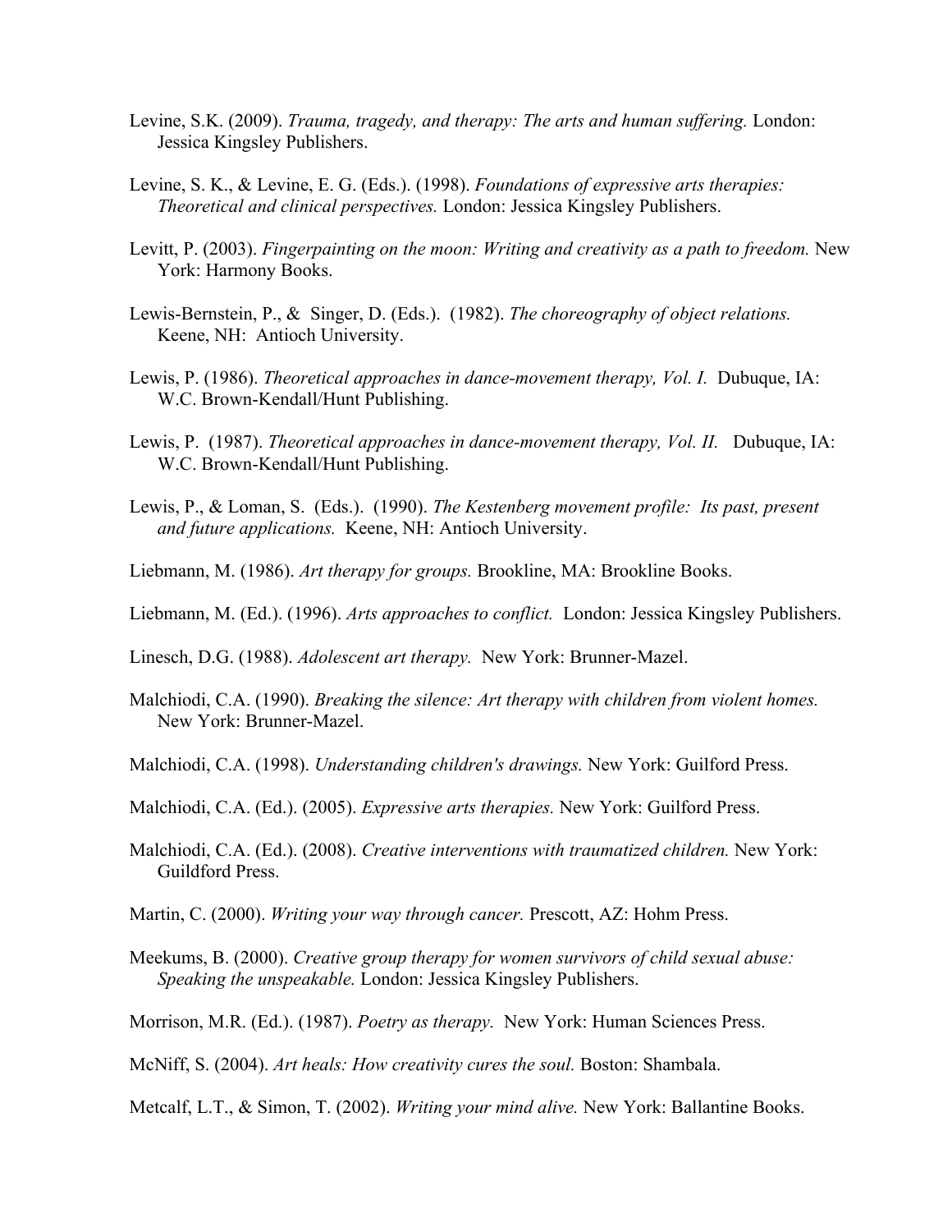Levine, S.K. (2009). *Trauma, tragedy, and therapy: The arts and human suffering.* London: Jessica Kingsley Publishers.

Levine, S. K., & Levine, E. G. (Eds.). (1998). *Foundations of expressive arts therapies: Theoretical and clinical perspectives.* London: Jessica Kingsley Publishers.

Levitt, P. (2003). *Fingerpainting on the moon: Writing and creativity as a path to freedom.* New York: Harmony Books.

Lewis-Bernstein, P., & Singer, D. (Eds.). (1982). *The choreography of object relations.* Keene, NH: Antioch University.

Lewis, P. (1986). *Theoretical approaches in dance-movement therapy, Vol. I.* Dubuque, IA: W.C. Brown-Kendall/Hunt Publishing.

Lewis, P. (1987). *Theoretical approaches in dance-movement therapy, Vol. II.* Dubuque, IA: W.C. Brown-Kendall/Hunt Publishing.

Lewis, P., & Loman, S. (Eds.). (1990). *The Kestenberg movement profile: Its past, present and future applications.* Keene, NH: Antioch University.

Liebmann, M. (1986). *Art therapy for groups.* Brookline, MA: Brookline Books.

Liebmann, M. (Ed.). (1996). *Arts approaches to conflict.* London: Jessica Kingsley Publishers.

Linesch, D.G. (1988). *Adolescent art therapy.* New York: Brunner-Mazel.

Malchiodi, C.A. (1990). *Breaking the silence: Art therapy with children from violent homes.* New York: Brunner-Mazel.

Malchiodi, C.A. (1998). *Understanding children's drawings.* New York: Guilford Press.

Malchiodi, C.A. (Ed.). (2005). *Expressive arts therapies.* New York: Guilford Press.

Malchiodi, C.A. (Ed.). (2008). *Creative interventions with traumatized children.* New York: Guildford Press.

Martin, C. (2000). *Writing your way through cancer.* Prescott, AZ: Hohm Press.

Meekums, B. (2000). *Creative group therapy for women survivors of child sexual abuse: Speaking the unspeakable.* London: Jessica Kingsley Publishers.

Morrison, M.R. (Ed.). (1987). *Poetry as therapy.* New York: Human Sciences Press.

McNiff, S. (2004). *Art heals: How creativity cures the soul.* Boston: Shambala.

Metcalf, L.T., & Simon, T. (2002). *Writing your mind alive.* New York: Ballantine Books.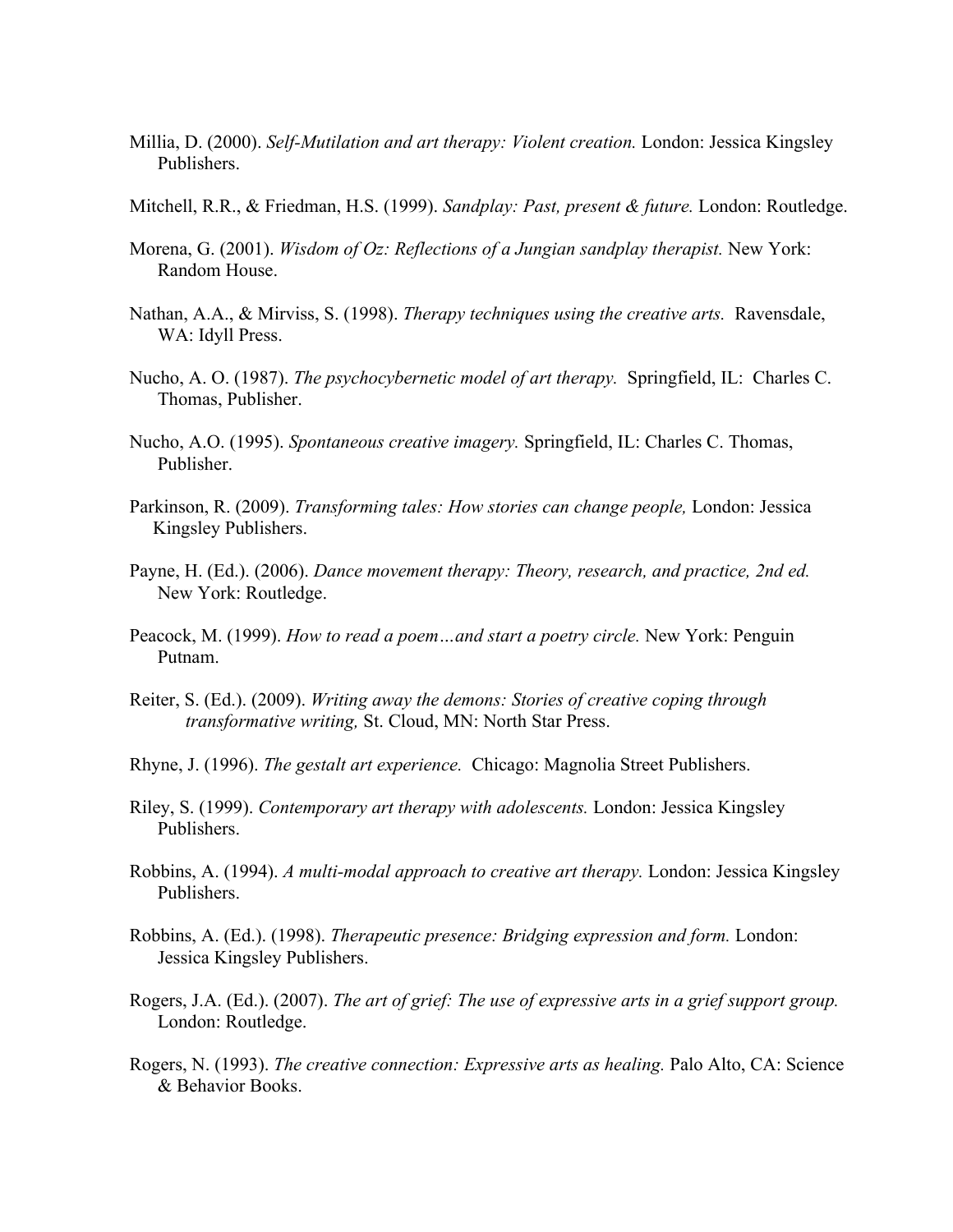Millia, D. (2000). *Self-Mutilation and art therapy: Violent creation.* London: Jessica Kingsley Publishers.

Mitchell, R.R., & Friedman, H.S. (1999). *Sandplay: Past, present & future.* London: Routledge.

Morena, G. (2001). *Wisdom of Oz: Reflections of a Jungian sandplay therapist.* New York: Random House.

Nathan, A.A., & Mirviss, S. (1998). *Therapy techniques using the creative arts.* Ravensdale, WA: Idyll Press.

Nucho, A. O. (1987). *The psychocybernetic model of art therapy.* Springfield, IL: Charles C. Thomas, Publisher.

Nucho, A.O. (1995). *Spontaneous creative imagery.* Springfield, IL: Charles C. Thomas, Publisher.

Parkinson, R. (2009). *Transforming tales: How stories can change people,* London: Jessica Kingsley Publishers.

Payne, H. (Ed.). (2006). *Dance movement therapy: Theory, research, and practice, 2nd ed.* New York: Routledge.

Peacock, M. (1999). *How to read a poem…and start a poetry circle.* New York: Penguin Putnam.

Reiter, S. (Ed.). (2009). *Writing away the demons: Stories of creative coping through transformative writing,* St. Cloud, MN: North Star Press.

Rhyne, J. (1996). *The gestalt art experience.* Chicago: Magnolia Street Publishers.

Riley, S. (1999). *Contemporary art therapy with adolescents.* London: Jessica Kingsley Publishers.

Robbins, A. (1994). *A multi-modal approach to creative art therapy.* London: Jessica Kingsley Publishers.

Robbins, A. (Ed.). (1998). *Therapeutic presence: Bridging expression and form.* London: Jessica Kingsley Publishers.

Rogers, J.A. (Ed.). (2007). *The art of grief: The use of expressive arts in a grief support group.* London: Routledge.

Rogers, N. (1993). *The creative connection: Expressive arts as healing.* Palo Alto, CA: Science & Behavior Books.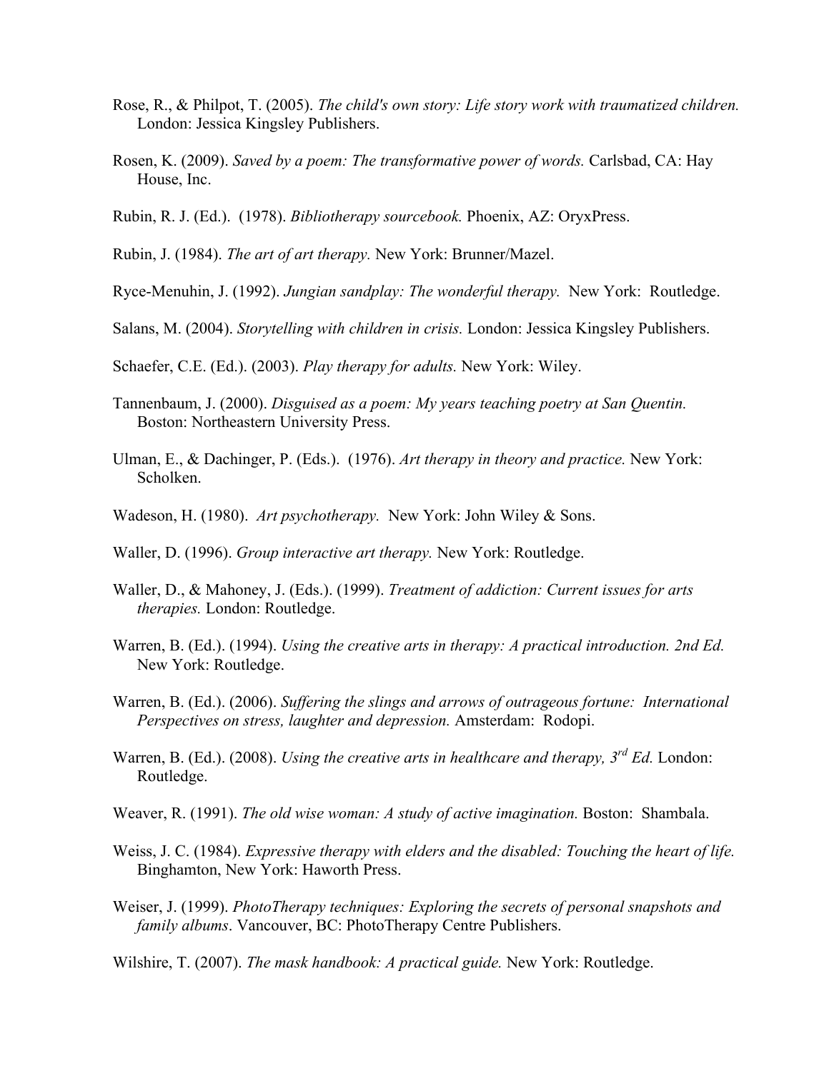Rose, R., & Philpot, T. (2005). *The child's own story: Life story work with traumatized children.* London: Jessica Kingsley Publishers.

Rosen, K. (2009). *Saved by a poem: The transformative power of words.* Carlsbad, CA: Hay House, Inc.

Rubin, R. J. (Ed.). (1978). *Bibliotherapy sourcebook.* Phoenix, AZ: OryxPress.

Rubin, J. (1984). *The art of art therapy.* New York: Brunner/Mazel.

Ryce-Menuhin, J. (1992). *Jungian sandplay: The wonderful therapy.* New York: Routledge.

Salans, M. (2004). *Storytelling with children in crisis.* London: Jessica Kingsley Publishers.

Schaefer, C.E. (Ed.). (2003). *Play therapy for adults.* New York: Wiley.

Tannenbaum, J. (2000). *Disguised as a poem: My years teaching poetry at San Quentin.* Boston: Northeastern University Press.

Ulman, E., & Dachinger, P. (Eds.). (1976). *Art therapy in theory and practice.* New York: Scholken.

Wadeson, H. (1980). *Art psychotherapy.* New York: John Wiley & Sons.

Waller, D. (1996). *Group interactive art therapy.* New York: Routledge.

Waller, D., & Mahoney, J. (Eds.). (1999). *Treatment of addiction: Current issues for arts therapies.* London: Routledge.

Warren, B. (Ed.). (1994). *Using the creative arts in therapy: A practical introduction. 2nd Ed.* New York: Routledge.

Warren, B. (Ed.). (2006). *Suffering the slings and arrows of outrageous fortune: International Perspectives on stress, laughter and depression.* Amsterdam: Rodopi.

Warren, B. (Ed.). (2008). *Using the creative arts in healthcare and therapy, 3rd Ed.* London: Routledge.

Weaver, R. (1991). *The old wise woman: A study of active imagination.* Boston: Shambala.

Weiss, J. C. (1984). *Expressive therapy with elders and the disabled: Touching the heart of life.* Binghamton, New York: Haworth Press.

Weiser, J. (1999). *PhotoTherapy techniques: Exploring the secrets of personal snapshots and family albums*. Vancouver, BC: PhotoTherapy Centre Publishers.

Wilshire, T. (2007). *The mask handbook: A practical guide.* New York: Routledge.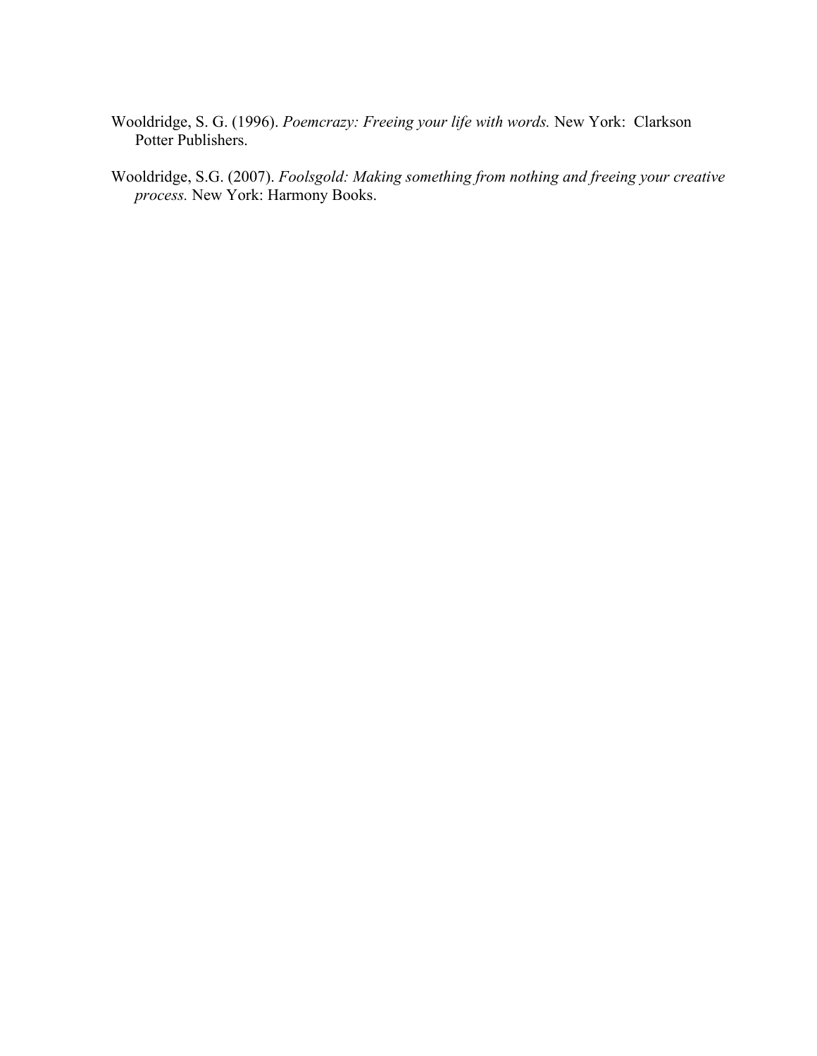Wooldridge, S. G. (1996). *Poemcrazy: Freeing your life with words.* New York: Clarkson Potter Publishers.

Wooldridge, S.G. (2007). *Foolsgold: Making something from nothing and freeing your creative process.* New York: Harmony Books.